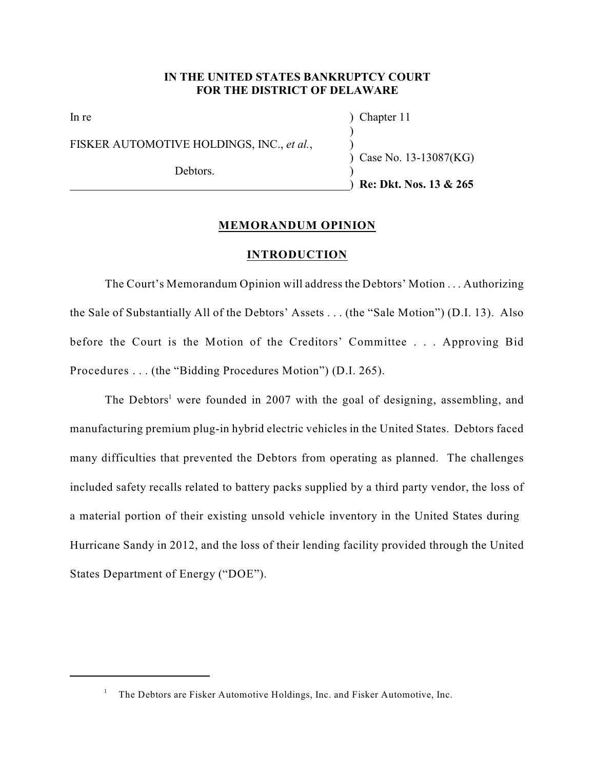**IN THE UNITED STATES BANKRUPTCY COURT**
**FOR THE DISTRICT OF DELAWARE**

| | |
|---|---|
| In re | ) Chapter 11 |
| | ) |
| FISKER AUTOMOTIVE HOLDINGS, INC., *et al.*, | ) |
| | ) Case No. 13-13087(KG) |
| Debtors. | ) |
| | ) **Re: Dkt. Nos. 13 & 265** |

## MEMORANDUM OPINION

### INTRODUCTION

The Court's Memorandum Opinion will address the Debtors' Motion . . . Authorizing the Sale of Substantially All of the Debtors' Assets . . . (the "Sale Motion") (D.I. 13). Also before the Court is the Motion of the Creditors' Committee . . . Approving Bid Procedures . . . (the "Bidding Procedures Motion") (D.I. 265).

The Debtors[1] were founded in 2007 with the goal of designing, assembling, and manufacturing premium plug-in hybrid electric vehicles in the United States. Debtors faced many difficulties that prevented the Debtors from operating as planned. The challenges included safety recalls related to battery packs supplied by a third party vendor, the loss of a material portion of their existing unsold vehicle inventory in the United States during Hurricane Sandy in 2012, and the loss of their lending facility provided through the United States Department of Energy ("DOE").

[1] The Debtors are Fisker Automotive Holdings, Inc. and Fisker Automotive, Inc.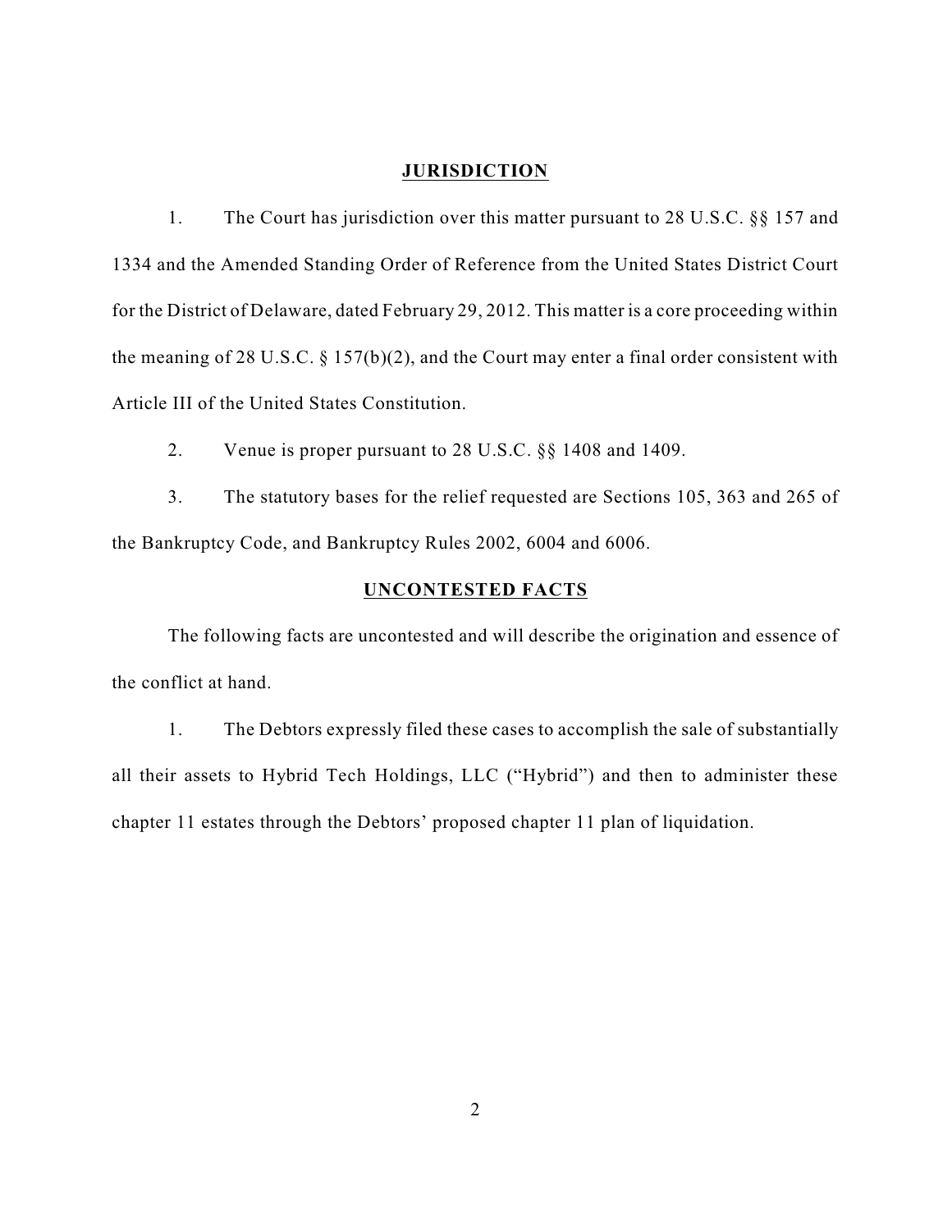## JURISDICTION

1. The Court has jurisdiction over this matter pursuant to 28 U.S.C. §§ 157 and 1334 and the Amended Standing Order of Reference from the United States District Court for the District of Delaware, dated February 29, 2012. This matter is a core proceeding within the meaning of 28 U.S.C. § 157(b)(2), and the Court may enter a final order consistent with Article III of the United States Constitution.

2. Venue is proper pursuant to 28 U.S.C. §§ 1408 and 1409.

3. The statutory bases for the relief requested are Sections 105, 363 and 265 of the Bankruptcy Code, and Bankruptcy Rules 2002, 6004 and 6006.

## UNCONTESTED FACTS

The following facts are uncontested and will describe the origination and essence of the conflict at hand.

1. The Debtors expressly filed these cases to accomplish the sale of substantially all their assets to Hybrid Tech Holdings, LLC ("Hybrid") and then to administer these chapter 11 estates through the Debtors' proposed chapter 11 plan of liquidation.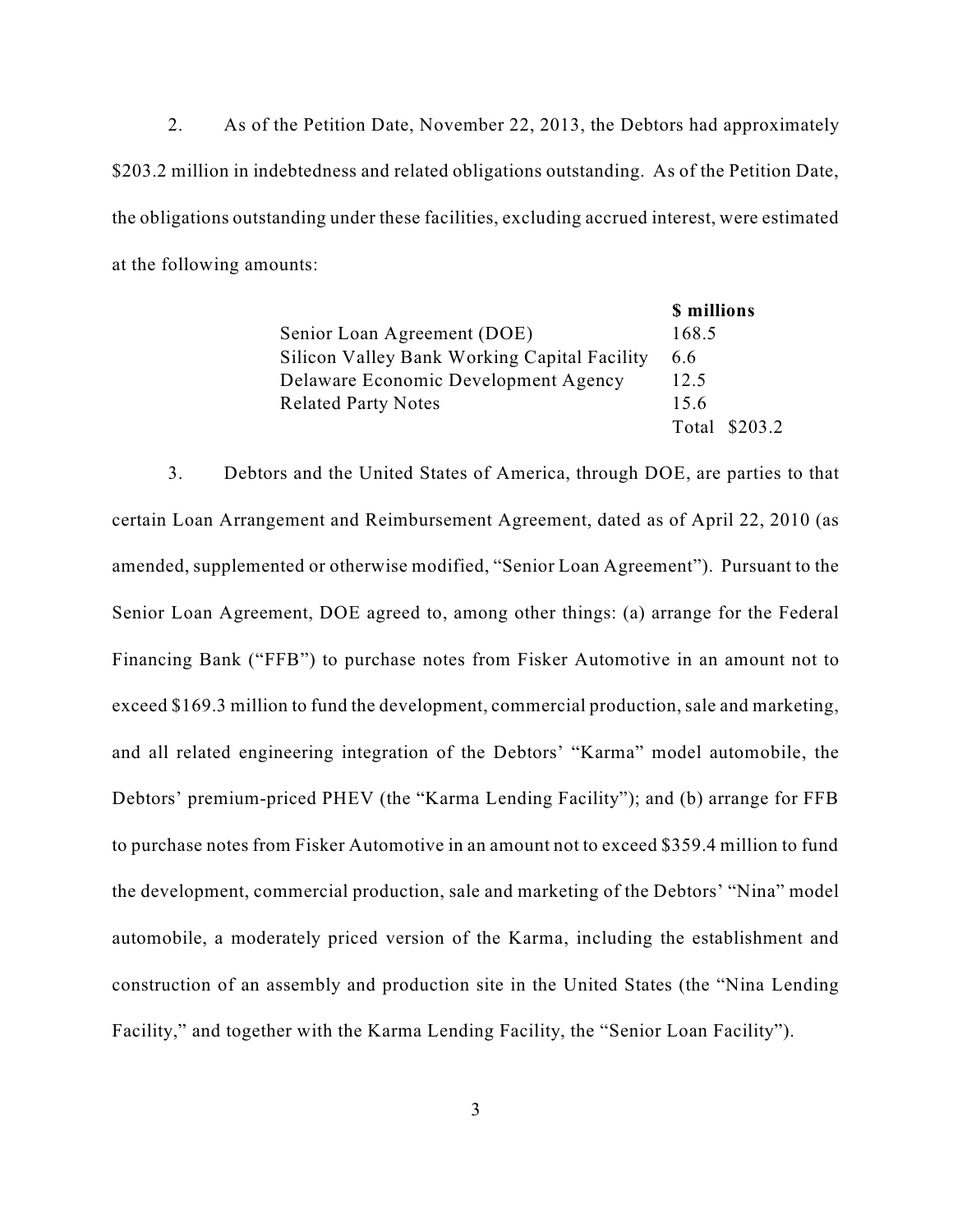2. As of the Petition Date, November 22, 2013, the Debtors had approximately $203.2 million in indebtedness and related obligations outstanding. As of the Petition Date, the obligations outstanding under these facilities, excluding accrued interest, were estimated at the following amounts:

| | **$ millions** |
|---|---|
| Senior Loan Agreement (DOE) | 168.5 |
| Silicon Valley Bank Working Capital Facility | 6.6 |
| Delaware Economic Development Agency | 12.5 |
| Related Party Notes | 15.6 |
| | Total $203.2 |

3. Debtors and the United States of America, through DOE, are parties to that certain Loan Arrangement and Reimbursement Agreement, dated as of April 22, 2010 (as amended, supplemented or otherwise modified, "Senior Loan Agreement"). Pursuant to the Senior Loan Agreement, DOE agreed to, among other things: (a) arrange for the Federal Financing Bank ("FFB") to purchase notes from Fisker Automotive in an amount not to exceed $169.3 million to fund the development, commercial production, sale and marketing, and all related engineering integration of the Debtors' "Karma" model automobile, the Debtors' premium-priced PHEV (the "Karma Lending Facility"); and (b) arrange for FFB to purchase notes from Fisker Automotive in an amount not to exceed $359.4 million to fund the development, commercial production, sale and marketing of the Debtors' "Nina" model automobile, a moderately priced version of the Karma, including the establishment and construction of an assembly and production site in the United States (the "Nina Lending Facility," and together with the Karma Lending Facility, the "Senior Loan Facility").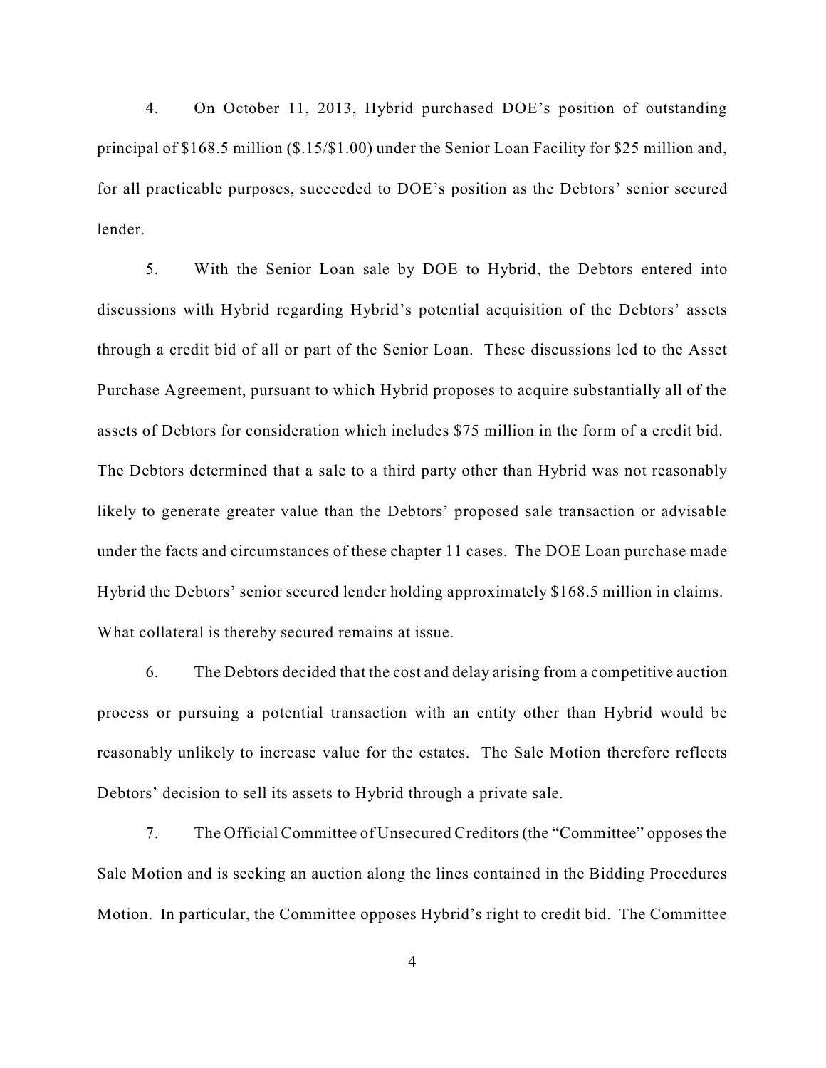4. On October 11, 2013, Hybrid purchased DOE's position of outstanding principal of $168.5 million ($.15/$1.00) under the Senior Loan Facility for $25 million and, for all practicable purposes, succeeded to DOE's position as the Debtors' senior secured lender.

5. With the Senior Loan sale by DOE to Hybrid, the Debtors entered into discussions with Hybrid regarding Hybrid's potential acquisition of the Debtors' assets through a credit bid of all or part of the Senior Loan. These discussions led to the Asset Purchase Agreement, pursuant to which Hybrid proposes to acquire substantially all of the assets of Debtors for consideration which includes $75 million in the form of a credit bid. The Debtors determined that a sale to a third party other than Hybrid was not reasonably likely to generate greater value than the Debtors' proposed sale transaction or advisable under the facts and circumstances of these chapter 11 cases. The DOE Loan purchase made Hybrid the Debtors' senior secured lender holding approximately $168.5 million in claims. What collateral is thereby secured remains at issue.

6. The Debtors decided that the cost and delay arising from a competitive auction process or pursuing a potential transaction with an entity other than Hybrid would be reasonably unlikely to increase value for the estates. The Sale Motion therefore reflects Debtors' decision to sell its assets to Hybrid through a private sale.

7. The Official Committee of Unsecured Creditors (the "Committee" opposes the Sale Motion and is seeking an auction along the lines contained in the Bidding Procedures Motion. In particular, the Committee opposes Hybrid's right to credit bid. The Committee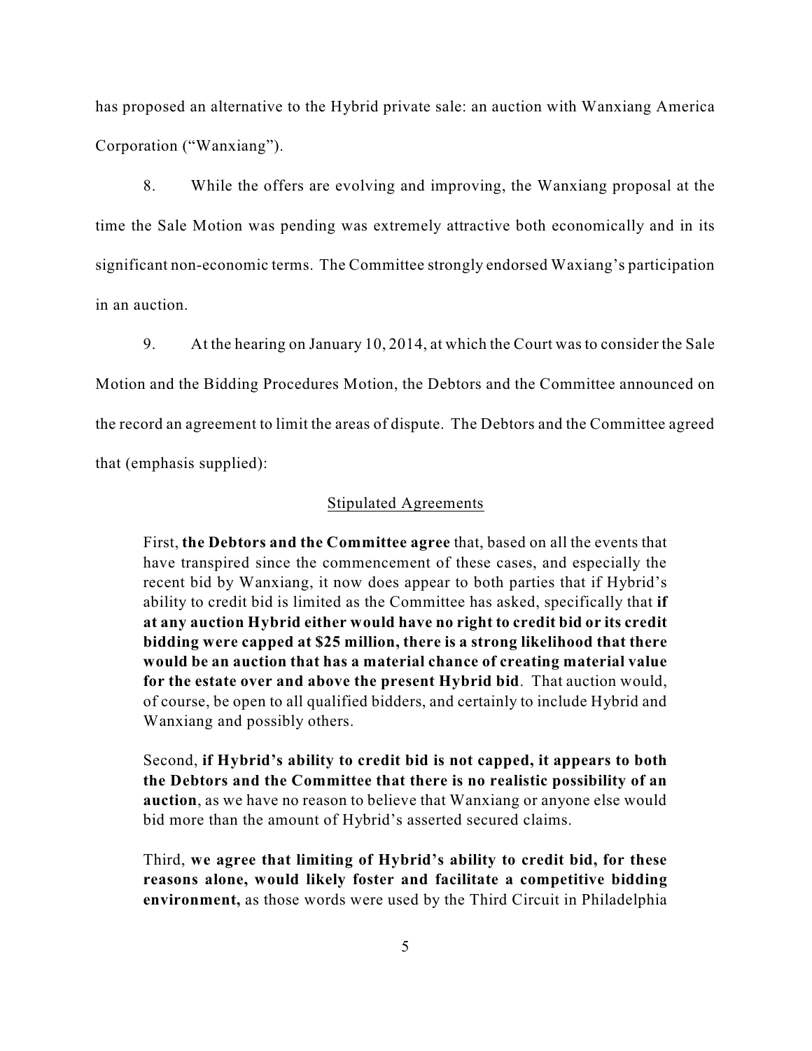has proposed an alternative to the Hybrid private sale: an auction with Wanxiang America Corporation ("Wanxiang").

8. While the offers are evolving and improving, the Wanxiang proposal at the time the Sale Motion was pending was extremely attractive both economically and in its significant non-economic terms. The Committee strongly endorsed Waxiang's participation in an auction.

9. At the hearing on January 10, 2014, at which the Court was to consider the Sale Motion and the Bidding Procedures Motion, the Debtors and the Committee announced on the record an agreement to limit the areas of dispute. The Debtors and the Committee agreed that (emphasis supplied):

<u>Stipulated Agreements</u>

> First, **the Debtors and the Committee agree** that, based on all the events that have transpired since the commencement of these cases, and especially the recent bid by Wanxiang, it now does appear to both parties that if Hybrid's ability to credit bid is limited as the Committee has asked, specifically that **if at any auction Hybrid either would have no right to credit bid or its credit bidding were capped at $25 million, there is a strong likelihood that there would be an auction that has a material chance of creating material value for the estate over and above the present Hybrid bid**. That auction would, of course, be open to all qualified bidders, and certainly to include Hybrid and Wanxiang and possibly others.
>
> Second, **if Hybrid's ability to credit bid is not capped, it appears to both the Debtors and the Committee that there is no realistic possibility of an auction**, as we have no reason to believe that Wanxiang or anyone else would bid more than the amount of Hybrid's asserted secured claims.
>
> Third, **we agree that limiting of Hybrid's ability to credit bid, for these reasons alone, would likely foster and facilitate a competitive bidding environment,** as those words were used by the Third Circuit in Philadelphia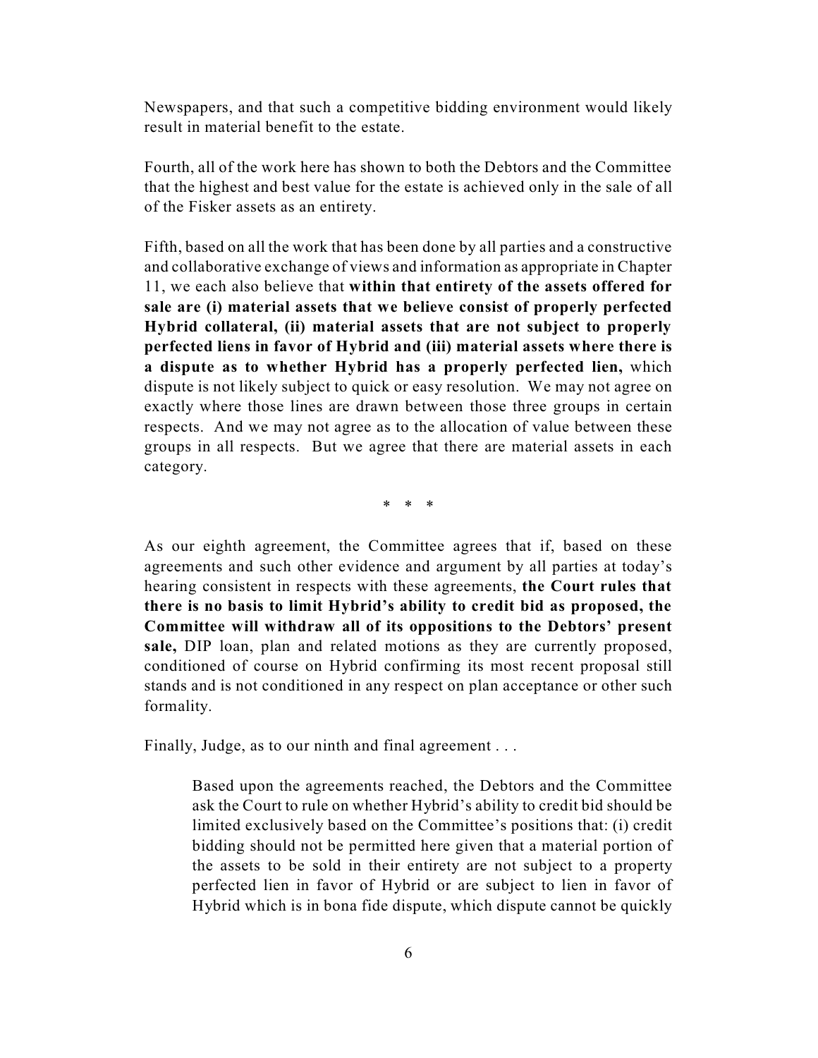Newspapers, and that such a competitive bidding environment would likely result in material benefit to the estate.

Fourth, all of the work here has shown to both the Debtors and the Committee that the highest and best value for the estate is achieved only in the sale of all of the Fisker assets as an entirety.

Fifth, based on all the work that has been done by all parties and a constructive and collaborative exchange of views and information as appropriate in Chapter 11, we each also believe that **within that entirety of the assets offered for sale are (i) material assets that we believe consist of properly perfected Hybrid collateral, (ii) material assets that are not subject to properly perfected liens in favor of Hybrid and (iii) material assets where there is a dispute as to whether Hybrid has a properly perfected lien,** which dispute is not likely subject to quick or easy resolution. We may not agree on exactly where those lines are drawn between those three groups in certain respects. And we may not agree as to the allocation of value between these groups in all respects. But we agree that there are material assets in each category.

\* \* \*

As our eighth agreement, the Committee agrees that if, based on these agreements and such other evidence and argument by all parties at today's hearing consistent in respects with these agreements, **the Court rules that there is no basis to limit Hybrid's ability to credit bid as proposed, the Committee will withdraw all of its oppositions to the Debtors' present sale,** DIP loan, plan and related motions as they are currently proposed, conditioned of course on Hybrid confirming its most recent proposal still stands and is not conditioned in any respect on plan acceptance or other such formality.

Finally, Judge, as to our ninth and final agreement . . .

> Based upon the agreements reached, the Debtors and the Committee ask the Court to rule on whether Hybrid's ability to credit bid should be limited exclusively based on the Committee's positions that: (i) credit bidding should not be permitted here given that a material portion of the assets to be sold in their entirety are not subject to a property perfected lien in favor of Hybrid or are subject to lien in favor of Hybrid which is in bona fide dispute, which dispute cannot be quickly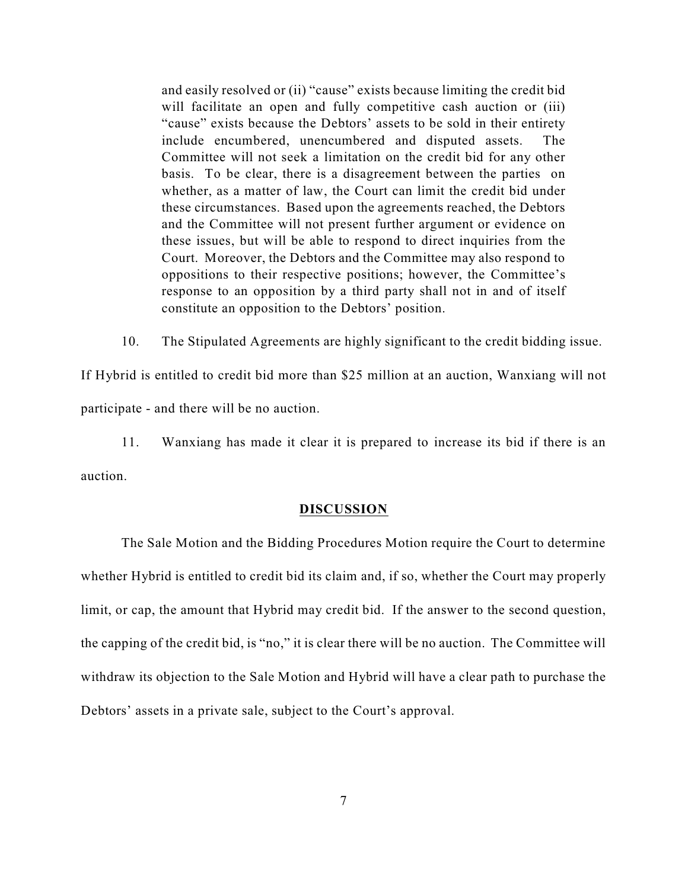> and easily resolved or (ii) "cause" exists because limiting the credit bid will facilitate an open and fully competitive cash auction or (iii) "cause" exists because the Debtors' assets to be sold in their entirety include encumbered, unencumbered and disputed assets. The Committee will not seek a limitation on the credit bid for any other basis. To be clear, there is a disagreement between the parties on whether, as a matter of law, the Court can limit the credit bid under these circumstances. Based upon the agreements reached, the Debtors and the Committee will not present further argument or evidence on these issues, but will be able to respond to direct inquiries from the Court. Moreover, the Debtors and the Committee may also respond to oppositions to their respective positions; however, the Committee's response to an opposition by a third party shall not in and of itself constitute an opposition to the Debtors' position.

10. The Stipulated Agreements are highly significant to the credit bidding issue. If Hybrid is entitled to credit bid more than $25 million at an auction, Wanxiang will not participate - and there will be no auction.

11. Wanxiang has made it clear it is prepared to increase its bid if there is an auction.

## **DISCUSSION**

The Sale Motion and the Bidding Procedures Motion require the Court to determine whether Hybrid is entitled to credit bid its claim and, if so, whether the Court may properly limit, or cap, the amount that Hybrid may credit bid. If the answer to the second question, the capping of the credit bid, is "no," it is clear there will be no auction. The Committee will withdraw its objection to the Sale Motion and Hybrid will have a clear path to purchase the Debtors' assets in a private sale, subject to the Court's approval.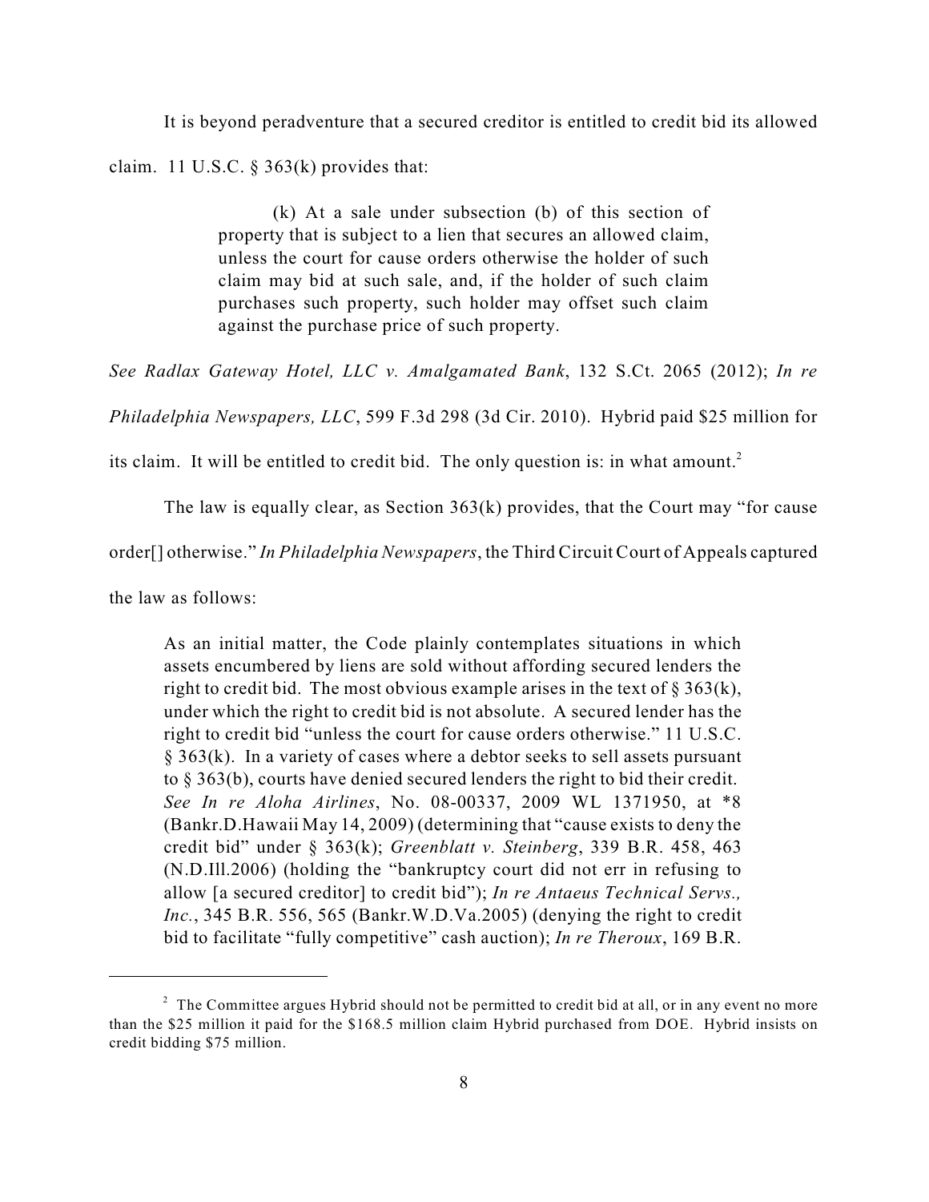It is beyond peradventure that a secured creditor is entitled to credit bid its allowed claim. 11 U.S.C. § 363(k) provides that:

> (k) At a sale under subsection (b) of this section of property that is subject to a lien that secures an allowed claim, unless the court for cause orders otherwise the holder of such claim may bid at such sale, and, if the holder of such claim purchases such property, such holder may offset such claim against the purchase price of such property.

*See Radlax Gateway Hotel, LLC v. Amalgamated Bank*, 132 S.Ct. 2065 (2012); *In re Philadelphia Newspapers, LLC*, 599 F.3d 298 (3d Cir. 2010). Hybrid paid $25 million for its claim. It will be entitled to credit bid. The only question is: in what amount.[2]

The law is equally clear, as Section 363(k) provides, that the Court may "for cause order[] otherwise." *In Philadelphia Newspapers*, the Third Circuit Court of Appeals captured the law as follows:

> As an initial matter, the Code plainly contemplates situations in which assets encumbered by liens are sold without affording secured lenders the right to credit bid. The most obvious example arises in the text of § 363(k), under which the right to credit bid is not absolute. A secured lender has the right to credit bid "unless the court for cause orders otherwise." 11 U.S.C. § 363(k). In a variety of cases where a debtor seeks to sell assets pursuant to § 363(b), courts have denied secured lenders the right to bid their credit. *See In re Aloha Airlines*, No. 08-00337, 2009 WL 1371950, at *8 (Bankr.D.Hawaii May 14, 2009) (determining that "cause exists to deny the credit bid" under § 363(k); *Greenblatt v. Steinberg*, 339 B.R. 458, 463 (N.D.Ill.2006) (holding the "bankruptcy court did not err in refusing to allow [a secured creditor] to credit bid"); *In re Antaeus Technical Servs., Inc.*, 345 B.R. 556, 565 (Bankr.W.D.Va.2005) (denying the right to credit bid to facilitate "fully competitive" cash auction); *In re Theroux*, 169 B.R.

---

[2] The Committee argues Hybrid should not be permitted to credit bid at all, or in any event no more than the $25 million it paid for the $168.5 million claim Hybrid purchased from DOE. Hybrid insists on credit bidding $75 million.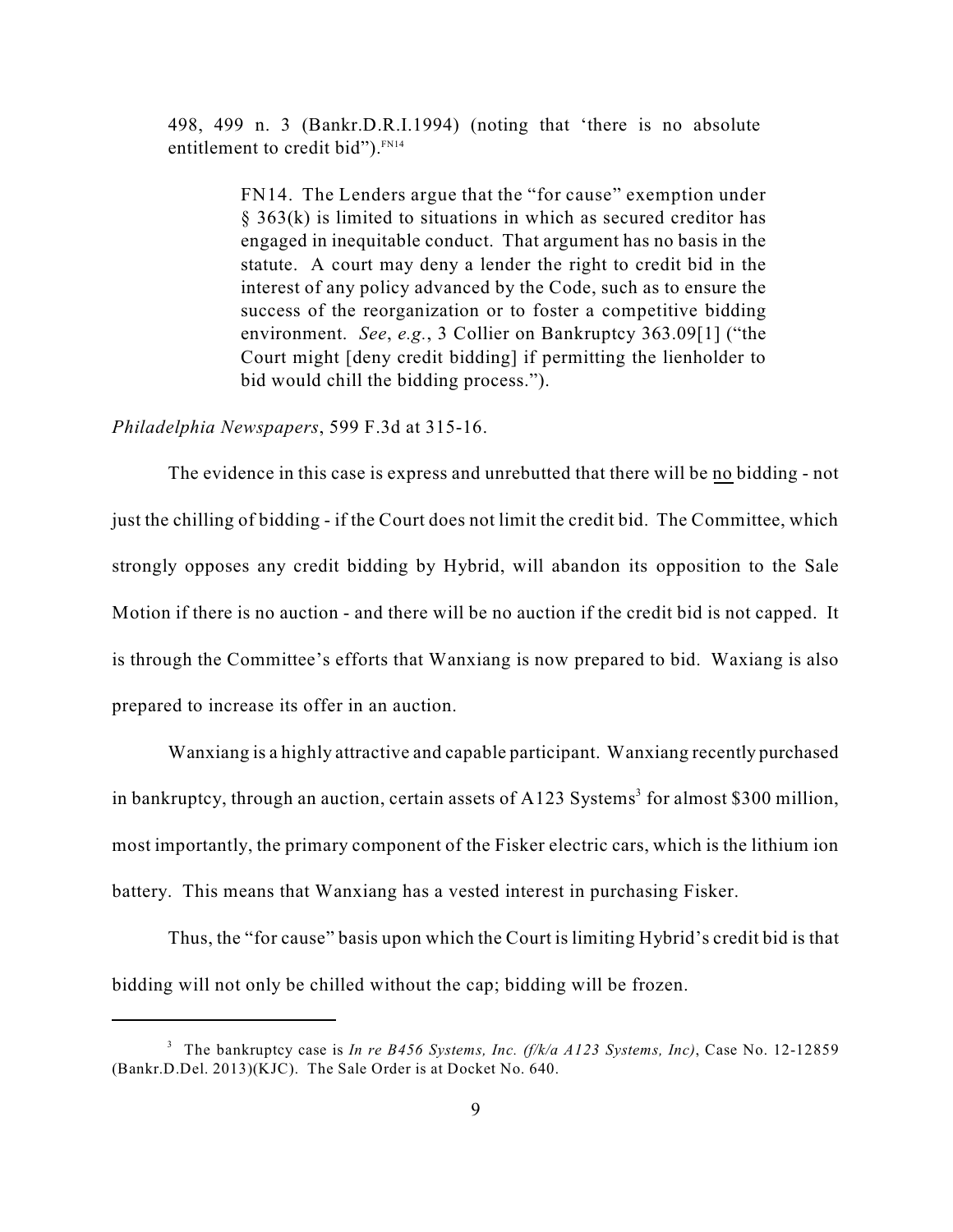498, 499 n. 3 (Bankr.D.R.I.1994) (noting that 'there is no absolute entitlement to credit bid").[FN14]

> FN14. The Lenders argue that the "for cause" exemption under § 363(k) is limited to situations in which as secured creditor has engaged in inequitable conduct. That argument has no basis in the statute. A court may deny a lender the right to credit bid in the interest of any policy advanced by the Code, such as to ensure the success of the reorganization or to foster a competitive bidding environment. *See*, *e.g.*, 3 Collier on Bankruptcy 363.09[1] ("the Court might [deny credit bidding] if permitting the lienholder to bid would chill the bidding process.").

*Philadelphia Newspapers*, 599 F.3d at 315-16.

The evidence in this case is express and unrebutted that there will be <u>no</u> bidding - not just the chilling of bidding - if the Court does not limit the credit bid. The Committee, which strongly opposes any credit bidding by Hybrid, will abandon its opposition to the Sale Motion if there is no auction - and there will be no auction if the credit bid is not capped. It is through the Committee's efforts that Wanxiang is now prepared to bid. Waxiang is also prepared to increase its offer in an auction.

Wanxiang is a highly attractive and capable participant. Wanxiang recently purchased in bankruptcy, through an auction, certain assets of A123 Systems[3] for almost $300 million, most importantly, the primary component of the Fisker electric cars, which is the lithium ion battery. This means that Wanxiang has a vested interest in purchasing Fisker.

Thus, the "for cause" basis upon which the Court is limiting Hybrid's credit bid is that bidding will not only be chilled without the cap; bidding will be frozen.

---

[3] The bankruptcy case is *In re B456 Systems, Inc. (f/k/a A123 Systems, Inc)*, Case No. 12-12859 (Bankr.D.Del. 2013)(KJC). The Sale Order is at Docket No. 640.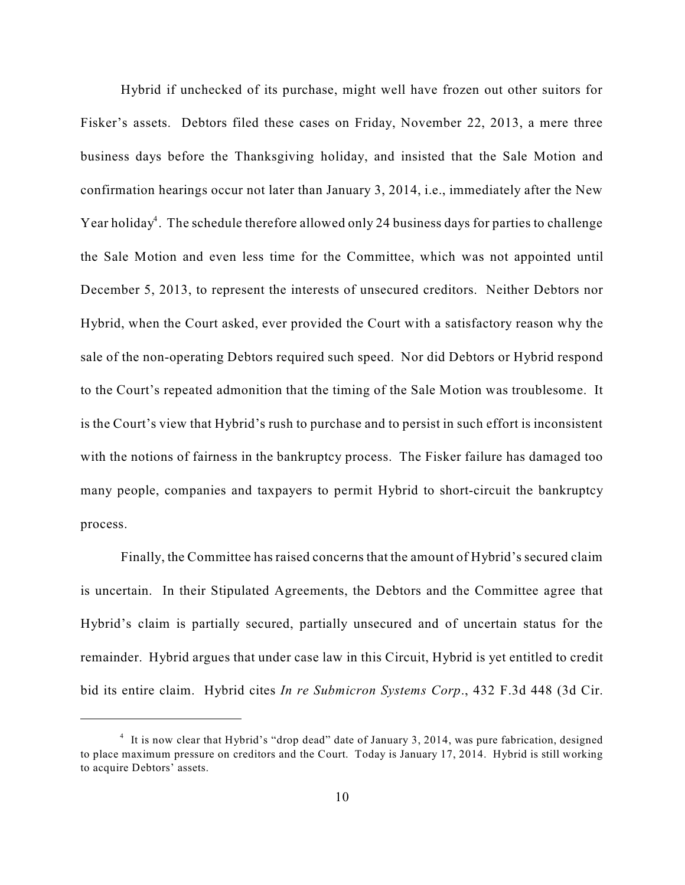Hybrid if unchecked of its purchase, might well have frozen out other suitors for Fisker's assets. Debtors filed these cases on Friday, November 22, 2013, a mere three business days before the Thanksgiving holiday, and insisted that the Sale Motion and confirmation hearings occur not later than January 3, 2014, i.e., immediately after the New Year holiday[4]. The schedule therefore allowed only 24 business days for parties to challenge the Sale Motion and even less time for the Committee, which was not appointed until December 5, 2013, to represent the interests of unsecured creditors. Neither Debtors nor Hybrid, when the Court asked, ever provided the Court with a satisfactory reason why the sale of the non-operating Debtors required such speed. Nor did Debtors or Hybrid respond to the Court's repeated admonition that the timing of the Sale Motion was troublesome. It is the Court's view that Hybrid's rush to purchase and to persist in such effort is inconsistent with the notions of fairness in the bankruptcy process. The Fisker failure has damaged too many people, companies and taxpayers to permit Hybrid to short-circuit the bankruptcy process.

Finally, the Committee has raised concerns that the amount of Hybrid's secured claim is uncertain. In their Stipulated Agreements, the Debtors and the Committee agree that Hybrid's claim is partially secured, partially unsecured and of uncertain status for the remainder. Hybrid argues that under case law in this Circuit, Hybrid is yet entitled to credit bid its entire claim. Hybrid cites *In re Submicron Systems Corp*., 432 F.3d 448 (3d Cir.

---

[4] It is now clear that Hybrid's "drop dead" date of January 3, 2014, was pure fabrication, designed to place maximum pressure on creditors and the Court. Today is January 17, 2014. Hybrid is still working to acquire Debtors' assets.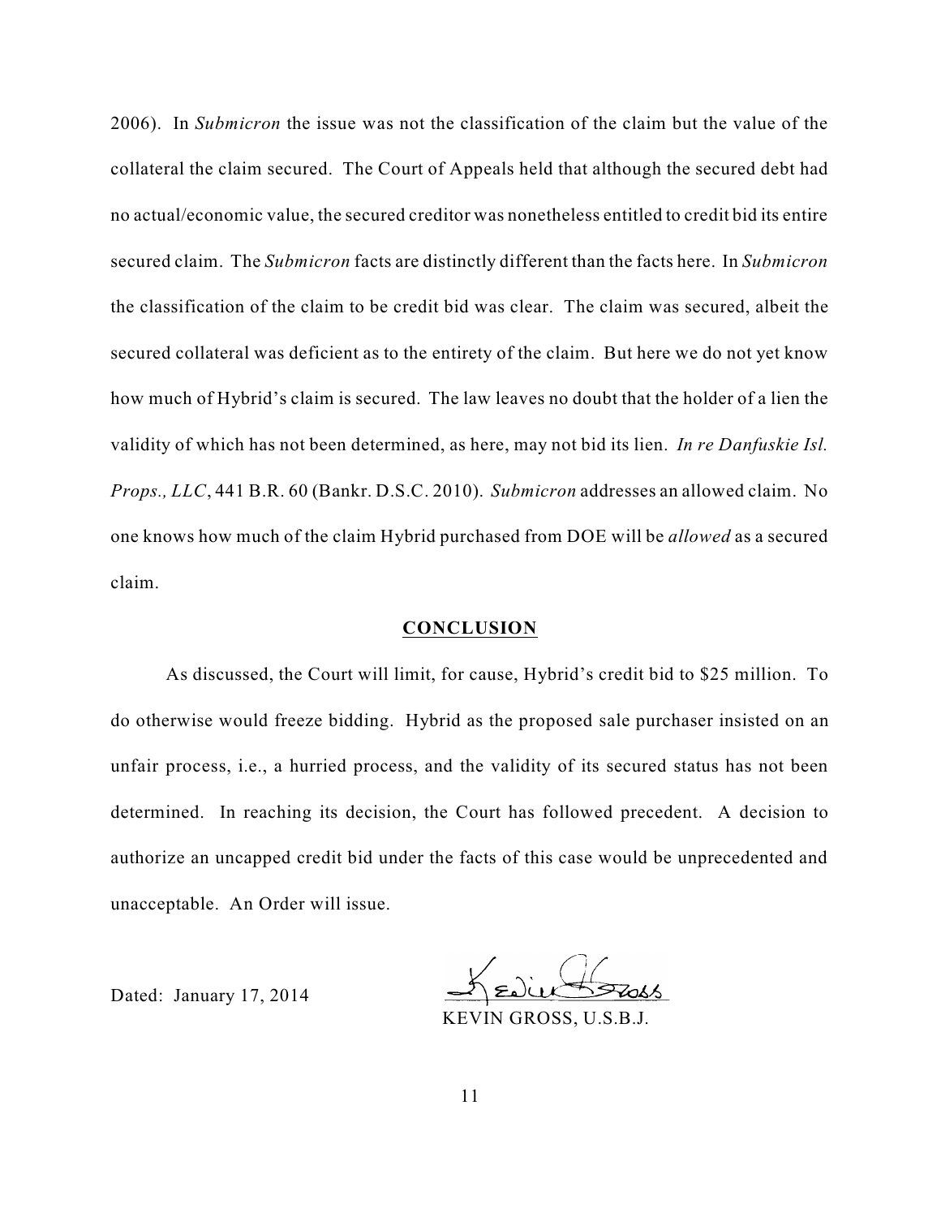2006). In *Submicron* the issue was not the classification of the claim but the value of the collateral the claim secured. The Court of Appeals held that although the secured debt had no actual/economic value, the secured creditor was nonetheless entitled to credit bid its entire secured claim. The *Submicron* facts are distinctly different than the facts here. In *Submicron* the classification of the claim to be credit bid was clear. The claim was secured, albeit the secured collateral was deficient as to the entirety of the claim. But here we do not yet know how much of Hybrid's claim is secured. The law leaves no doubt that the holder of a lien the validity of which has not been determined, as here, may not bid its lien. *In re Danfuskie Isl. Props., LLC*, 441 B.R. 60 (Bankr. D.S.C. 2010). *Submicron* addresses an allowed claim. No one knows how much of the claim Hybrid purchased from DOE will be *allowed* as a secured claim.

## CONCLUSION

As discussed, the Court will limit, for cause, Hybrid's credit bid to \$25 million. To do otherwise would freeze bidding. Hybrid as the proposed sale purchaser insisted on an unfair process, i.e., a hurried process, and the validity of its secured status has not been determined. In reaching its decision, the Court has followed precedent. A decision to authorize an uncapped credit bid under the facts of this case would be unprecedented and unacceptable. An Order will issue.

Dated: January 17, 2014

KEVIN GROSS, U.S.B.J.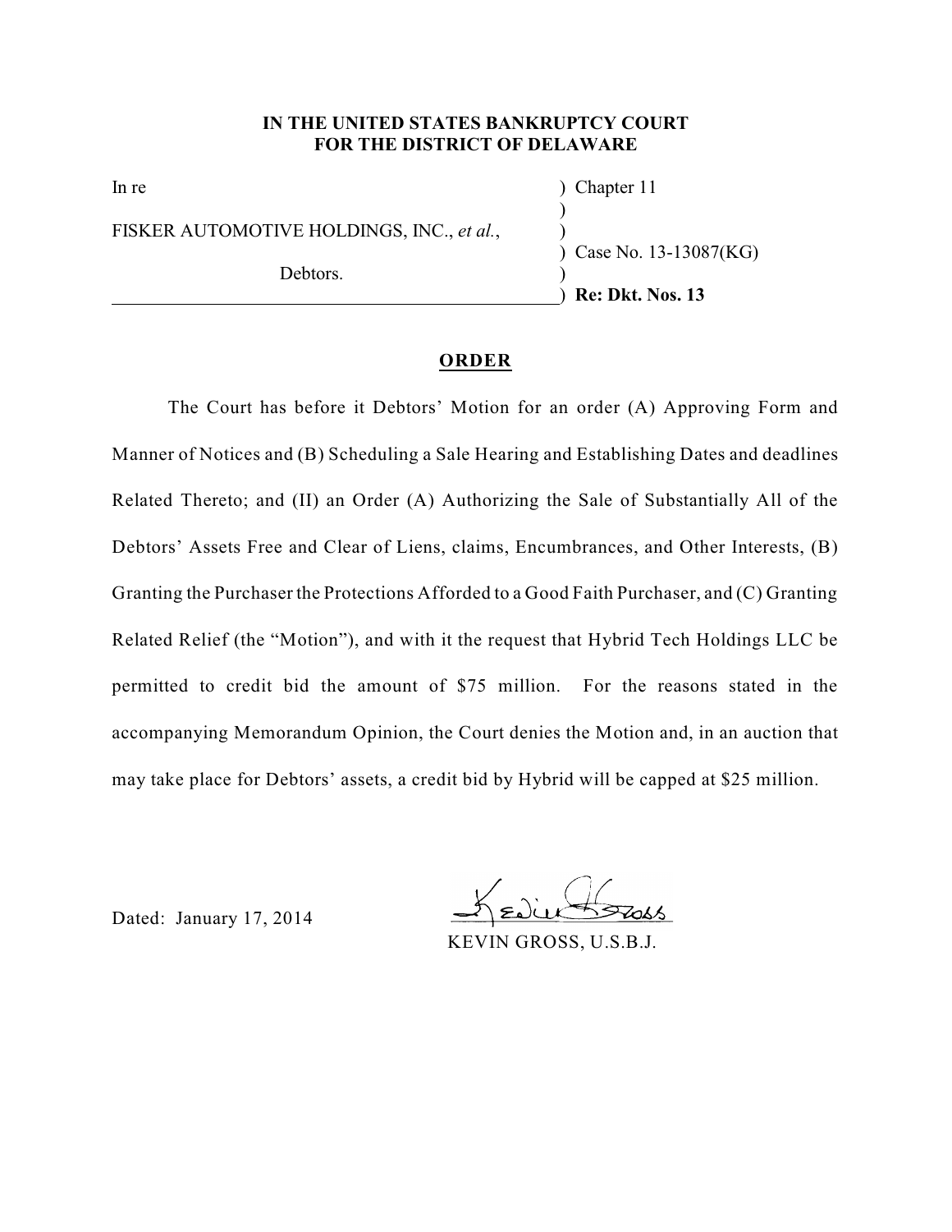**IN THE UNITED STATES BANKRUPTCY COURT**
**FOR THE DISTRICT OF DELAWARE**

| | |
|---|---|
| In re | ) Chapter 11 |
| | ) |
| FISKER AUTOMOTIVE HOLDINGS, INC., *et al.*, | ) |
| | ) Case No. 13-13087(KG) |
| Debtors. | ) |
| | ) **Re: Dkt. Nos. 13** |

# ORDER

The Court has before it Debtors' Motion for an order (A) Approving Form and Manner of Notices and (B) Scheduling a Sale Hearing and Establishing Dates and deadlines Related Thereto; and (II) an Order (A) Authorizing the Sale of Substantially All of the Debtors' Assets Free and Clear of Liens, claims, Encumbrances, and Other Interests, (B) Granting the Purchaser the Protections Afforded to a Good Faith Purchaser, and (C) Granting Related Relief (the "Motion"), and with it the request that Hybrid Tech Holdings LLC be permitted to credit bid the amount of $75 million. For the reasons stated in the accompanying Memorandum Opinion, the Court denies the Motion and, in an auction that may take place for Debtors' assets, a credit bid by Hybrid will be capped at $25 million.

Dated: January 17, 2014

KEVIN GROSS, U.S.B.J.